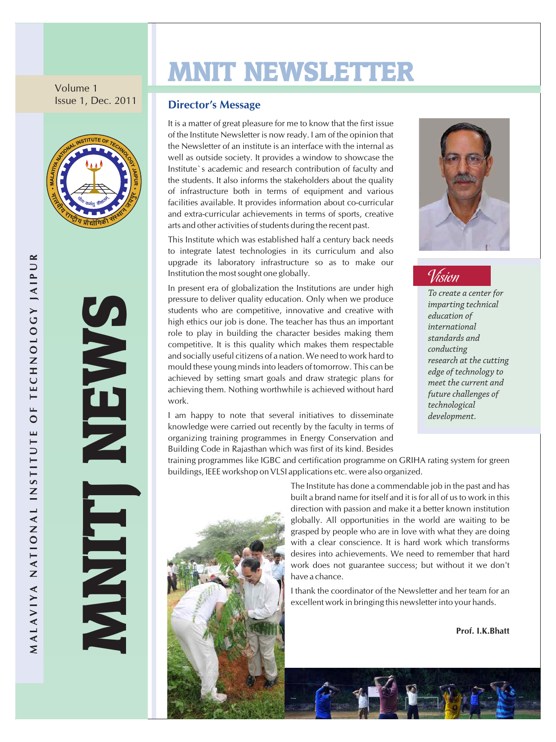Volume 1
Issue 1, Dec. 2011

MALAVIYA NATIONAL INSTITUTE OF TECHNOLOGY JAIPUR

MNITJ NEWS

# MNIT NEWSLETTER

## Director's Message

It is a matter of great pleasure for me to know that the first issue of the Institute Newsletter is now ready. I am of the opinion that the Newsletter of an institute is an interface with the internal as well as outside society. It provides a window to showcase the Institute`s academic and research contribution of faculty and the students. It also informs the stakeholders about the quality of infrastructure both in terms of equipment and various facilities available. It provides information about co-curricular and extra-curricular achievements in terms of sports, creative arts and other activities of students during the recent past.

This Institute which was established half a century back needs to integrate latest technologies in its curriculum and also upgrade its laboratory infrastructure so as to make our Institution the most sought one globally.

In present era of globalization the Institutions are under high pressure to deliver quality education. Only when we produce students who are competitive, innovative and creative with high ethics our job is done. The teacher has thus an important role to play in building the character besides making them competitive. It is this quality which makes them respectable and socially useful citizens of a nation. We need to work hard to mould these young minds into leaders of tomorrow. This can be achieved by setting smart goals and draw strategic plans for achieving them. Nothing worthwhile is achieved without hard work.

I am happy to note that several initiatives to disseminate knowledge were carried out recently by the faculty in terms of organizing training programmes in Energy Conservation and Building Code in Rajasthan which was first of its kind. Besides training programmes like IGBC and certification programme on GRIHA rating system for green buildings, IEEE workshop on VLSI applications etc. were also organized.

The Institute has done a commendable job in the past and has built a brand name for itself and it is for all of us to work in this direction with passion and make it a better known institution globally. All opportunities in the world are waiting to be grasped by people who are in love with what they are doing with a clear conscience. It is hard work which transforms desires into achievements. We need to remember that hard work does not guarantee success; but without it we don't have a chance.

I thank the coordinator of the Newsletter and her team for an excellent work in bringing this newsletter into your hands.

**Prof. I.K.Bhatt**

### Vision

*To create a center for imparting technical education of international standards and conducting research at the cutting edge of technology to meet the current and future challenges of technological development.*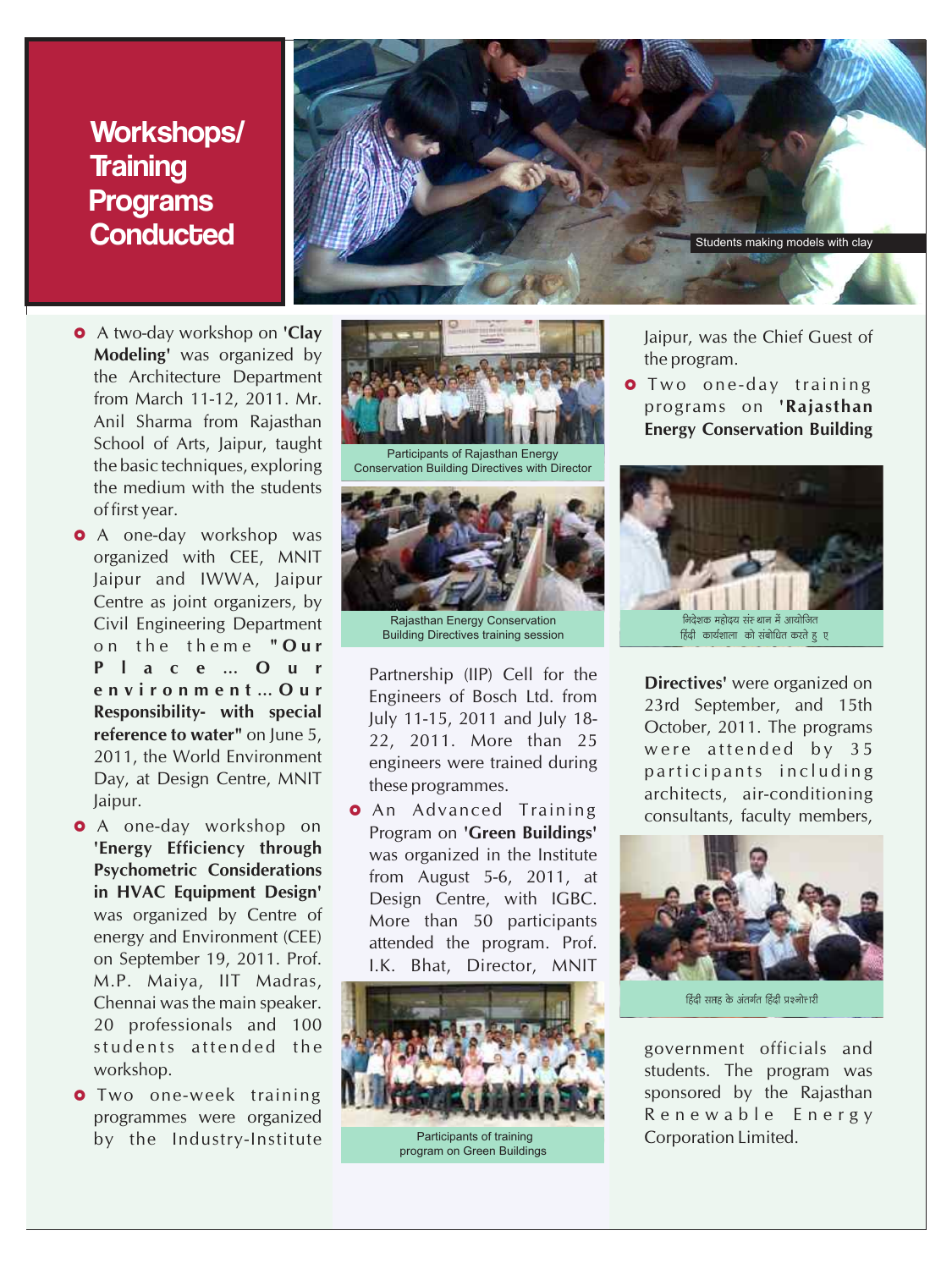# Workshops/ Training Programs Conducted

Students making models with clay

- A two-day workshop on **'Clay Modeling'** was organized by the Architecture Department from March 11-12, 2011. Mr. Anil Sharma from Rajasthan School of Arts, Jaipur, taught the basic techniques, exploring the medium with the students of first year.
- A one-day workshop was organized with CEE, MNIT Jaipur and IWWA, Jaipur Centre as joint organizers, by Civil Engineering Department on the theme **"Our Place ... Our environment ... Our Responsibility- with special reference to water"** on June 5, 2011, the World Environment Day, at Design Centre, MNIT Jaipur.
- A one-day workshop on **'Energy Efficiency through Psychometric Considerations in HVAC Equipment Design'** was organized by Centre of energy and Environment (CEE) on September 19, 2011. Prof. M.P. Maiya, IIT Madras, Chennai was the main speaker. 20 professionals and 100 students attended the workshop.
- Two one-week training programmes were organized by the Industry-Institute Partnership (IIP) Cell for the Engineers of Bosch Ltd. from July 11-15, 2011 and July 18-22, 2011. More than 25 engineers were trained during these programmes.
- An Advanced Training Program on **'Green Buildings'** was organized in the Institute from August 5-6, 2011, at Design Centre, with IGBC. More than 50 participants attended the program. Prof. I.K. Bhat, Director, MNIT Jaipur, was the Chief Guest of the program.
- Two one-day training programs on **'Rajasthan Energy Conservation Building Directives'** were organized on 23rd September, and 15th October, 2011. The programs were attended by 35 participants including architects, air-conditioning consultants, faculty members, government officials and students. The program was sponsored by the Rajasthan Renewable Energy Corporation Limited.

Participants of Rajasthan Energy Conservation Building Directives with Director

Rajasthan Energy Conservation Building Directives training session

Participants of training program on Green Buildings

निदेशक महोदय संस्थान में आयोजित हिंदी कार्यशाला को संबोधित करते हुए

हिंदी सप्ताह के अंतर्गत हिंदी प्रश्नोत्तरी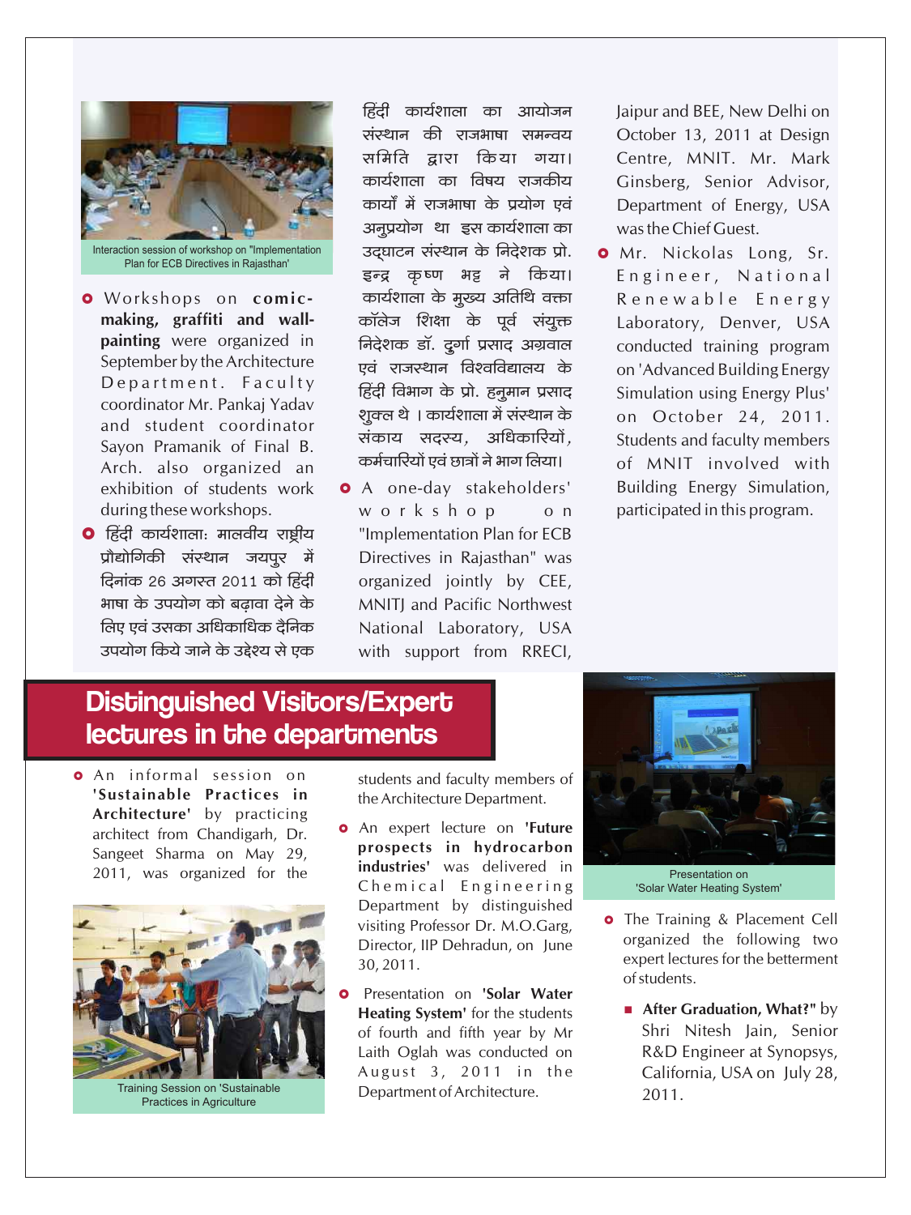Interaction session of workshop on "Implementation Plan for ECB Directives in Rajasthan'

- Workshops on **comic-making, graffiti and wall-painting** were organized in September by the Architecture Department. Faculty coordinator Mr. Pankaj Yadav and student coordinator Sayon Pramanik of Final B. Arch. also organized an exhibition of students work during these workshops.
- हिंदी कार्यशाला: मालवीय राष्ट्रीय प्रौद्योगिकी संस्थान जयपुर में दिनांक 26 अगस्त 2011 को हिंदी भाषा के उपयोग को बढ़ावा देने के लिए एवं उसका अधिकाधिक दैनिक उपयोग किये जाने के उद्देश्य से एक हिंदी कार्यशाला का आयोजन संस्थान की राजभाषा समन्वय समिति द्वारा किया गया। कार्यशाला का विषय राजकीय कार्यों में राजभाषा के प्रयोग एवं अनुप्रयोग था इस कार्यशाला का उद्घाटन संस्थान के निदेशक प्रो. इन्द्र कृष्ण भट्ट ने किया। कार्यशाला के मुख्य अतिथि वक्ता कॉलेज शिक्षा के पूर्व संयुक्त निदेशक डॉ. दुर्गा प्रसाद अग्रवाल एवं राजस्थान विश्वविद्यालय के हिंदी विभाग के प्रो. हनुमान प्रसाद शुक्ल थे । कार्यशाला में संस्थान के संकाय सदस्य, अधिकारियों, कर्मचारियों एवं छात्रों ने भाग लिया।
- A one-day stakeholders' workshop on "Implementation Plan for ECB Directives in Rajasthan" was organized jointly by CEE, MNITJ and Pacific Northwest National Laboratory, USA with support from RRECI, Jaipur and BEE, New Delhi on October 13, 2011 at Design Centre, MNIT. Mr. Mark Ginsberg, Senior Advisor, Department of Energy, USA was the Chief Guest.
- Mr. Nickolas Long, Sr. Engineer, National Renewable Energy Laboratory, Denver, USA conducted training program on 'Advanced Building Energy Simulation using Energy Plus' on October 24, 2011. Students and faculty members of MNIT involved with Building Energy Simulation, participated in this program.

## Distinguished Visitors/Expert lectures in the departments

- An informal session on **'Sustainable Practices in Architecture'** by practicing architect from Chandigarh, Dr. Sangeet Sharma on May 29, 2011, was organized for the students and faculty members of the Architecture Department.

Training Session on 'Sustainable Practices in Agriculture

- An expert lecture on **'Future prospects in hydrocarbon industries'** was delivered in Chemical Engineering Department by distinguished visiting Professor Dr. M.O.Garg, Director, IIP Dehradun, on June 30, 2011.
- Presentation on **'Solar Water Heating System'** for the students of fourth and fifth year by Mr Laith Oglah was conducted on August 3, 2011 in the Department of Architecture.

Presentation on 'Solar Water Heating System'

- The Training & Placement Cell organized the following two expert lectures for the betterment of students.
  - **After Graduation, What?"** by Shri Nitesh Jain, Senior R&D Engineer at Synopsys, California, USA on July 28, 2011.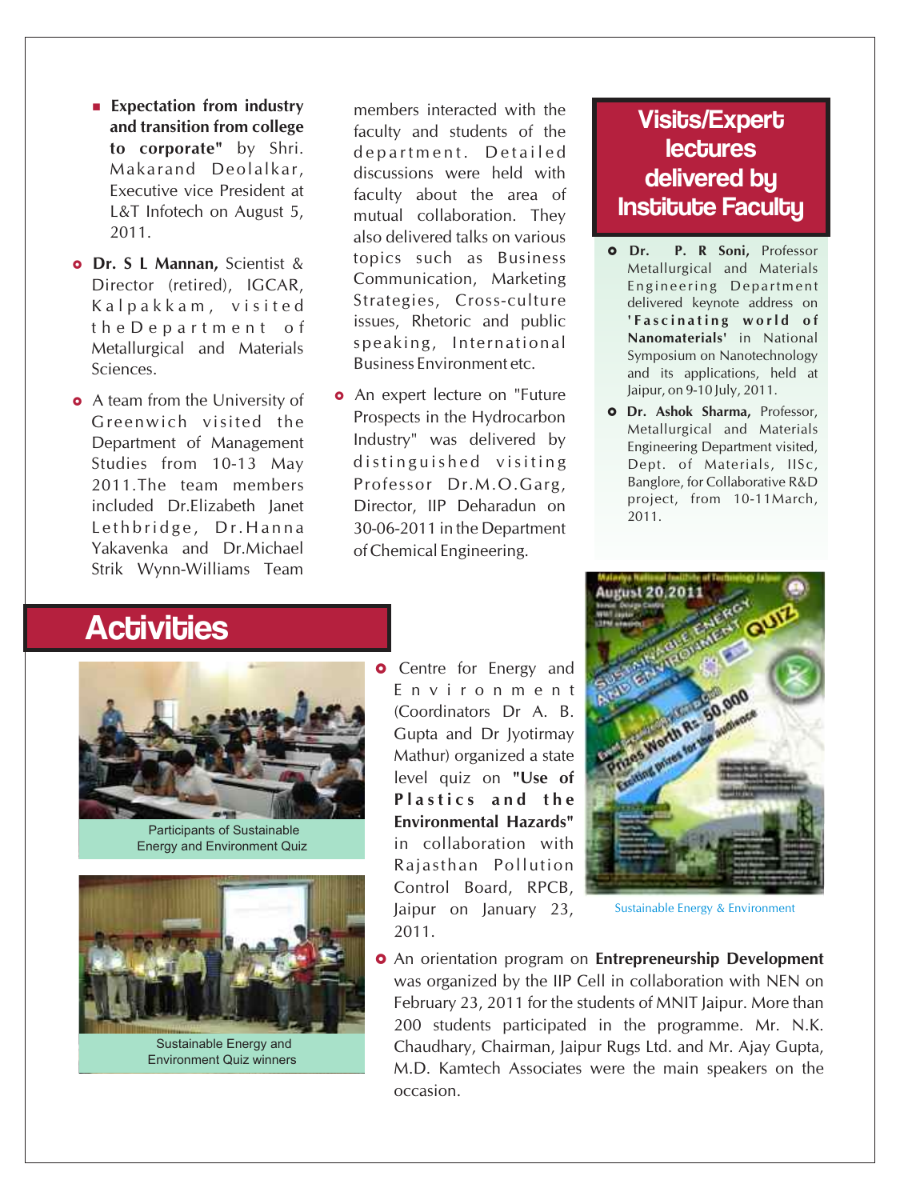- **Expectation from industry and transition from college to corporate"** by Shri. Makarand Deolalkar, Executive vice President at L&T Infotech on August 5, 2011.

- **Dr. S L Mannan,** Scientist & Director (retired), IGCAR, Kalpakkam, visited the Department of Metallurgical and Materials Sciences.

- A team from the University of Greenwich visited the Department of Management Studies from 10-13 May 2011.The team members included Dr.Elizabeth Janet Lethbridge, Dr.Hanna Yakavenka and Dr.Michael Strik Wynn-Williams Team members interacted with the faculty and students of the department. Detailed discussions were held with faculty about the area of mutual collaboration. They also delivered talks on various topics such as Business Communication, Marketing Strategies, Cross-culture issues, Rhetoric and public speaking, International Business Environment etc.

- An expert lecture on "Future Prospects in the Hydrocarbon Industry" was delivered by distinguished visiting Professor Dr.M.O.Garg, Director, IIP Deharadun on 30-06-2011 in the Department of Chemical Engineering.

## Visits/Expert lectures delivered by Institute Faculty

- **Dr. P. R Soni,** Professor Metallurgical and Materials Engineering Department delivered keynote address on **'Fascinating world of Nanomaterials'** in National Symposium on Nanotechnology and its applications, held at Jaipur, on 9-10 July, 2011.

- **Dr. Ashok Sharma,** Professor, Metallurgical and Materials Engineering Department visited, Dept. of Materials, IISc, Banglore, for Collaborative R&D project, from 10-11March, 2011.

## Activities

Participants of Sustainable Energy and Environment Quiz

Sustainable Energy and Environment Quiz winners

- Centre for Energy and Environment (Coordinators Dr A. B. Gupta and Dr Jyotirmay Mathur) organized a state level quiz on **"Use of Plastics and the Environmental Hazards"** in collaboration with Rajasthan Pollution Control Board, RPCB, Jaipur on January 23, 2011.

Sustainable Energy & Environment

- An orientation program on **Entrepreneurship Development** was organized by the IIP Cell in collaboration with NEN on February 23, 2011 for the students of MNIT Jaipur. More than 200 students participated in the programme. Mr. N.K. Chaudhary, Chairman, Jaipur Rugs Ltd. and Mr. Ajay Gupta, M.D. Kamtech Associates were the main speakers on the occasion.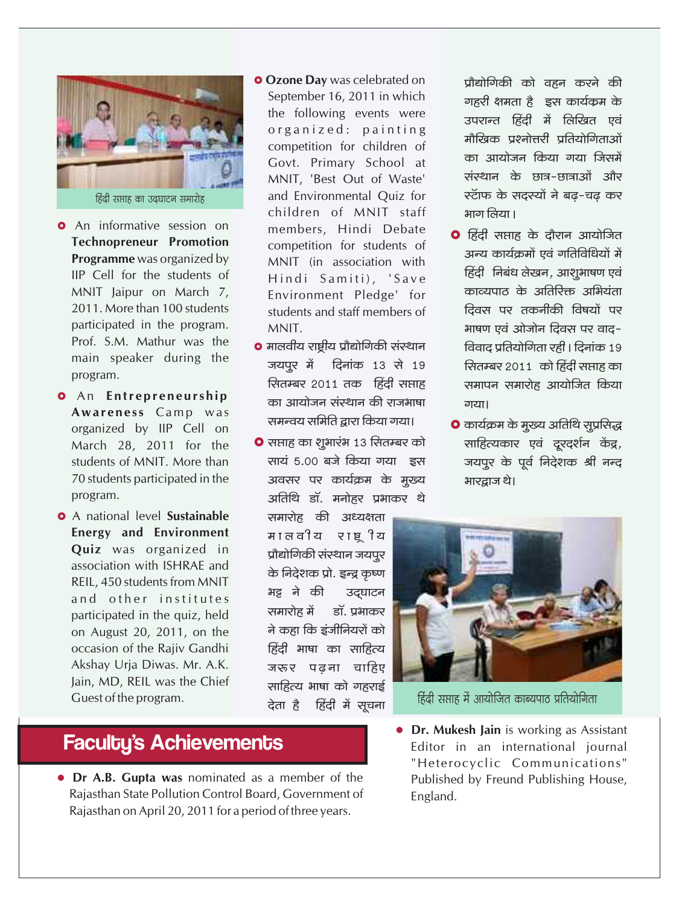हिंदी सप्ताह का उदघाटन समारोह

- An informative session on **Technopreneur Promotion Programme** was organized by IIP Cell for the students of MNIT Jaipur on March 7, 2011. More than 100 students participated in the program. Prof. S.M. Mathur was the main speaker during the program.
- An **Entrepreneurship Awareness** Camp was organized by IIP Cell on March 28, 2011 for the students of MNIT. More than 70 students participated in the program.
- A national level **Sustainable Energy and Environment Quiz** was organized in association with ISHRAE and REIL, 450 students from MNIT and other institutes participated in the quiz, held on August 20, 2011, on the occasion of the Rajiv Gandhi Akshay Urja Diwas. Mr. A.K. Jain, MD, REIL was the Chief Guest of the program.
- **Ozone Day** was celebrated on September 16, 2011 in which the following events were organized: painting competition for children of Govt. Primary School at MNIT, 'Best Out of Waste' and Environmental Quiz for children of MNIT staff members, Hindi Debate competition for students of MNIT (in association with Hindi Samiti), 'Save Environment Pledge' for students and staff members of MNIT.
- मालवीय राष्ट्रीय प्रौद्योगिकी संस्थान जयपुर में दिनांक 13 से 19 सितम्बर 2011 तक हिंदी सप्ताह का आयोजन संस्थान की राजभाषा समन्वय समिति द्वारा किया गया।
- सप्ताह का शुभारंभ 13 सितम्बर को सायं 5.00 बजे किया गया इस अवसर पर कार्यक्रम के मुख्य अतिथि डॉ. मनोहर प्रभाकर थे समारोह की अध्यक्षता मालवीय राष्ट्रीय प्रौद्योगिकी संस्थान जयपुर के निदेशक प्रो. इन्द्र कृष्ण भट्ट ने की उद्घाटन समारोह में डॉ. प्रभाकर ने कहा कि इंजीनियरों को हिंदी भाषा का साहित्य जरूर पढ़ना चाहिए साहित्य भाषा को गहराई देता है हिंदी में सूचना प्रौद्योगिकी को वहन करने की गहरी क्षमता है इस कार्यक्रम के उपरान्त हिंदी में लिखित एवं मौखिक प्रश्नोत्तरी प्रतियोगिताओं का आयोजन किया गया जिसमें संस्थान के छात्र-छात्राओं और स्टॉफ के सदस्यों ने बढ़-चढ़ कर भाग लिया।
- हिंदी सप्ताह के दौरान आयोजित अन्य कार्यक्रमों एवं गतिविधियों में हिंदी निबंध लेखन, आशुभाषण एवं काव्यपाठ के अतिरिक्त अभियंता दिवस पर तकनीकी विषयों पर भाषण एवं ओजोन दिवस पर वाद-विवाद प्रतियोगिता रही। दिनांक 19 सितम्बर 2011 को हिंदी सप्ताह का समापन समारोह आयोजित किया गया।
- कार्यक्रम के मुख्य अतिथि सुप्रसिद्ध साहित्यकार एवं दूरदर्शन केंद्र, जयपुर के पूर्व निदेशक श्री नन्द भारद्वाज थे।

हिंदी सप्ताह में आयोजित काव्यपाठ प्रतियोगिता

## Faculty's Achievements

- **Dr A.B. Gupta was** nominated as a member of the Rajasthan State Pollution Control Board, Government of Rajasthan on April 20, 2011 for a period of three years.
- **Dr. Mukesh Jain** is working as Assistant Editor in an international journal "Heterocyclic Communications" Published by Freund Publishing House, England.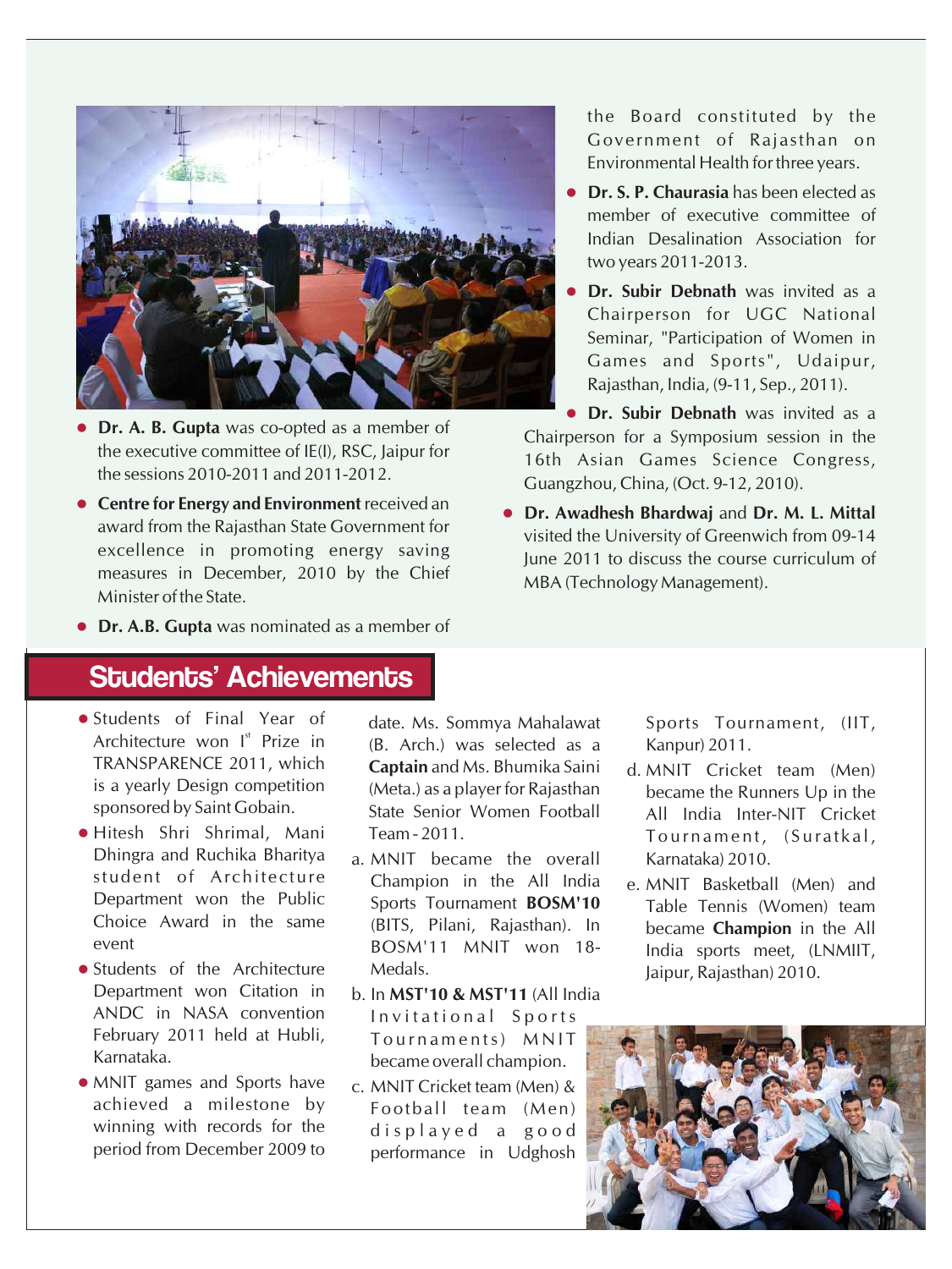- **Dr. A. B. Gupta** was co-opted as a member of the executive committee of IE(I), RSC, Jaipur for the sessions 2010-2011 and 2011-2012.
- **Centre for Energy and Environment** received an award from the Rajasthan State Government for excellence in promoting energy saving measures in December, 2010 by the Chief Minister of the State.
- **Dr. A.B. Gupta** was nominated as a member of the Board constituted by the Government of Rajasthan on Environmental Health for three years.
- **Dr. S. P. Chaurasia** has been elected as member of executive committee of Indian Desalination Association for two years 2011-2013.
- **Dr. Subir Debnath** was invited as a Chairperson for UGC National Seminar, "Participation of Women in Games and Sports", Udaipur, Rajasthan, India, (9-11, Sep., 2011).
- **Dr. Subir Debnath** was invited as a Chairperson for a Symposium session in the 16th Asian Games Science Congress, Guangzhou, China, (Oct. 9-12, 2010).
- **Dr. Awadhesh Bhardwaj** and **Dr. M. L. Mittal** visited the University of Greenwich from 09-14 June 2011 to discuss the course curriculum of MBA (Technology Management).

## Students' Achievements

- Students of Final Year of Architecture won I[st] Prize in TRANSPARENCE 2011, which is a yearly Design competition sponsored by Saint Gobain.
- Hitesh Shri Shrimal, Mani Dhingra and Ruchika Bharitya student of Architecture Department won the Public Choice Award in the same event
- Students of the Architecture Department won Citation in ANDC in NASA convention February 2011 held at Hubli, Karnataka.
- MNIT games and Sports have achieved a milestone by winning with records for the period from December 2009 to date. Ms. Sommya Mahalawat (B. Arch.) was selected as a **Captain** and Ms. Bhumika Saini (Meta.) as a player for Rajasthan State Senior Women Football Team - 2011.

a. MNIT became the overall Champion in the All India Sports Tournament **BOSM'10** (BITS, Pilani, Rajasthan). In BOSM'11 MNIT won 18-Medals.

b. In **MST'10 & MST'11** (All India Invitational Sports Tournaments) MNIT became overall champion.

c. MNIT Cricket team (Men) & Football team (Men) displayed a good performance in Udghosh Sports Tournament, (IIT, Kanpur) 2011.

d. MNIT Cricket team (Men) became the Runners Up in the All India Inter-NIT Cricket Tournament, (Suratkal, Karnataka) 2010.

e. MNIT Basketball (Men) and Table Tennis (Women) team became **Champion** in the All India sports meet, (LNMIIT, Jaipur, Rajasthan) 2010.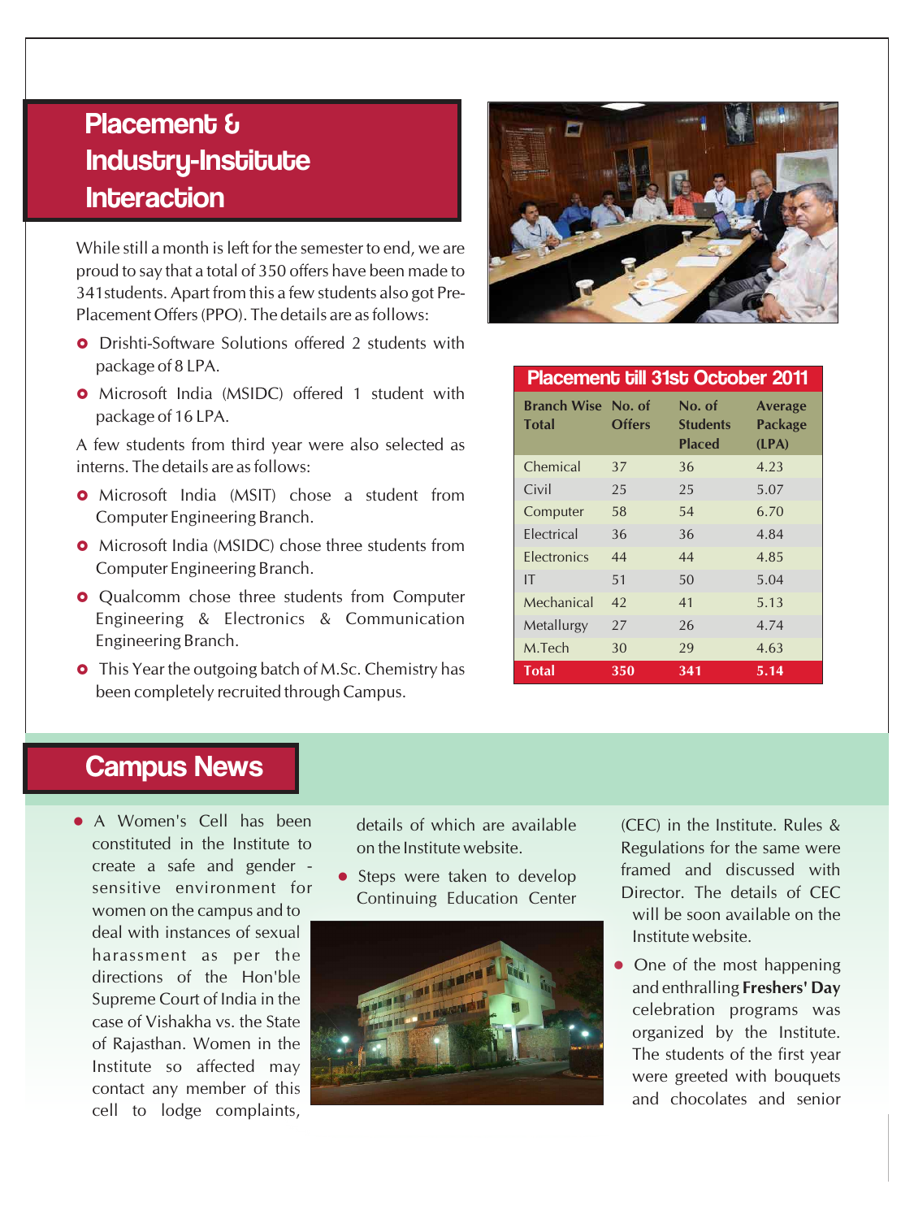# Placement & Industry-Institute Interaction

While still a month is left for the semester to end, we are proud to say that a total of 350 offers have been made to 341students. Apart from this a few students also got Pre-Placement Offers (PPO). The details are as follows:

- Drishti-Software Solutions offered 2 students with package of 8 LPA.
- Microsoft India (MSIDC) offered 1 student with package of 16 LPA.

A few students from third year were also selected as interns. The details are as follows:

- Microsoft India (MSIT) chose a student from Computer Engineering Branch.
- Microsoft India (MSIDC) chose three students from Computer Engineering Branch.
- Qualcomm chose three students from Computer Engineering & Electronics & Communication Engineering Branch.
- This Year the outgoing batch of M.Sc. Chemistry has been completely recruited through Campus.

**Placement till 31st October 2011**

| Branch Wise Total | No. of Offers | No. of Students Placed | Average Package (LPA) |
|---|---|---|---|
| Chemical | 37 | 36 | 4.23 |
| Civil | 25 | 25 | 5.07 |
| Computer | 58 | 54 | 6.70 |
| Electrical | 36 | 36 | 4.84 |
| Electronics | 44 | 44 | 4.85 |
| IT | 51 | 50 | 5.04 |
| Mechanical | 42 | 41 | 5.13 |
| Metallurgy | 27 | 26 | 4.74 |
| M.Tech | 30 | 29 | 4.63 |
| **Total** | **350** | **341** | **5.14** |

# Campus News

- A Women's Cell has been constituted in the Institute to create a safe and gender - sensitive environment for women on the campus and to deal with instances of sexual harassment as per the directions of the Hon'ble Supreme Court of India in the case of Vishakha vs. the State of Rajasthan. Women in the Institute so affected may contact any member of this cell to lodge complaints, details of which are available on the Institute website.
- Steps were taken to develop Continuing Education Center (CEC) in the Institute. Rules & Regulations for the same were framed and discussed with Director. The details of CEC will be soon available on the Institute website.
- One of the most happening and enthralling **Freshers' Day** celebration programs was organized by the Institute. The students of the first year were greeted with bouquets and chocolates and senior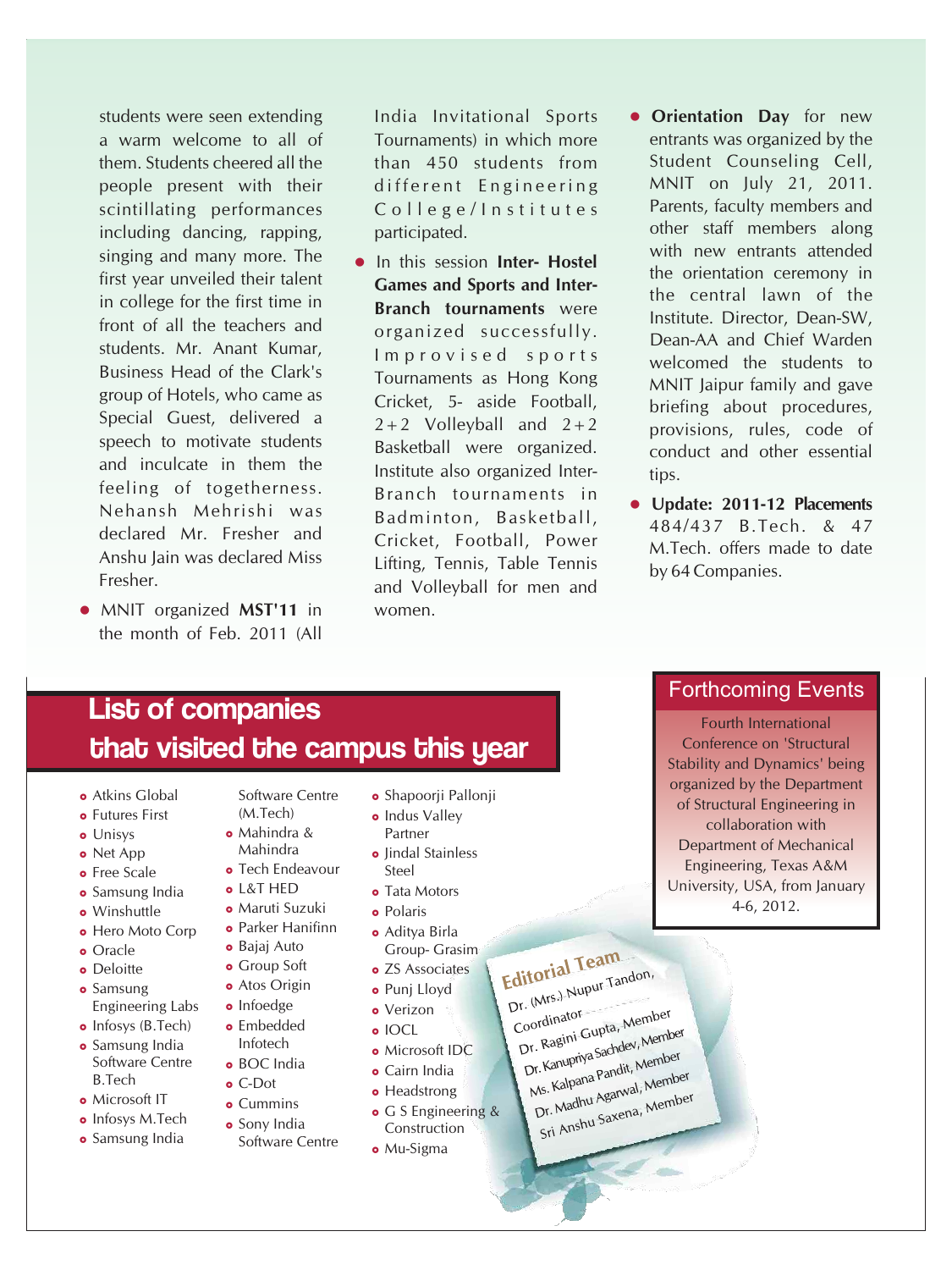students were seen extending a warm welcome to all of them. Students cheered all the people present with their scintillating performances including dancing, rapping, singing and many more. The first year unveiled their talent in college for the first time in front of all the teachers and students. Mr. Anant Kumar, Business Head of the Clark's group of Hotels, who came as Special Guest, delivered a speech to motivate students and inculcate in them the feeling of togetherness. Nehansh Mehrishi was declared Mr. Fresher and Anshu Jain was declared Miss Fresher.

- MNIT organized **MST'11** in the month of Feb. 2011 (All India Invitational Sports Tournaments) in which more than 450 students from different Engineering College/Institutes participated.
- In this session **Inter- Hostel Games and Sports and Inter-Branch tournaments** were organized successfully. Improvised sports Tournaments as Hong Kong Cricket, 5- aside Football, 2+2 Volleyball and 2+2 Basketball were organized. Institute also organized Inter-Branch tournaments in Badminton, Basketball, Cricket, Football, Power Lifting, Tennis, Table Tennis and Volleyball for men and women.
- **Orientation Day** for new entrants was organized by the Student Counseling Cell, MNIT on July 21, 2011. Parents, faculty members and other staff members along with new entrants attended the orientation ceremony in the central lawn of the Institute. Director, Dean-SW, Dean-AA and Chief Warden welcomed the students to MNIT Jaipur family and gave briefing about procedures, provisions, rules, code of conduct and other essential tips.
- **Update: 2011-12 Placements** 484/437 B.Tech. & 47 M.Tech. offers made to date by 64 Companies.

## List of companies that visited the campus this year

- Atkins Global
- Futures First
- Unisys
- Net App
- Free Scale
- Samsung India
- Winshuttle
- Hero Moto Corp
- Oracle
- Deloitte
- Samsung Engineering Labs
- Infosys (B.Tech)
- Samsung India Software Centre B.Tech
- Microsoft IT
- Infosys M.Tech
- Samsung India Software Centre (M.Tech)
- Mahindra & Mahindra
- Tech Endeavour
- L&T HED
- Maruti Suzuki
- Parker Hanifinn
- Bajaj Auto
- Group Soft
- Atos Origin
- Infoedge
- Embedded Infotech
- BOC India
- C-Dot
- Cummins
- Sony India Software Centre
- Shapoorji Pallonji
- Indus Valley Partner
- Jindal Stainless Steel
- Tata Motors
- Polaris
- Aditya Birla Group- Grasim
- ZS Associates
- Punj Lloyd
- Verizon
- IOCL
- Microsoft IDC
- Cairn India
- Headstrong
- G S Engineering & Construction
- Mu-Sigma

## Forthcoming Events

Fourth International Conference on 'Structural Stability and Dynamics' being organized by the Department of Structural Engineering in collaboration with Department of Mechanical Engineering, Texas A&M University, USA, from January 4-6, 2012.

## Editorial Team

Dr. (Mrs.) Nupur Tandon, Coordinator
Dr. Ragini Gupta, Member
Dr. Kanupriya Sachdev, Member
Ms. Kalpana Pandit, Member
Dr. Madhu Agarwal, Member
Sri Anshu Saxena, Member